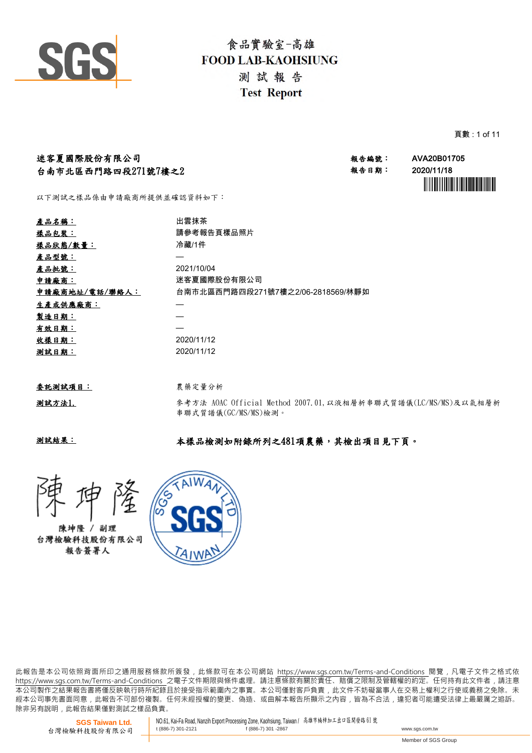# 食品實驗室-高雄
# FOOD LAB-KAOHSIUNG
## 測 試 報 告
## Test Report

**迷客夏國際股份有限公司**
**台南市北區西門路四段271號7樓之2**

**報告編號：** AVA20B01705
**報告日期：** 2020/11/18

以下測試之樣品係由申請廠商所提供並確認資料如下：

| | |
|---|---|
| **產品名稱：** | 出雲抹茶 |
| **樣品包裝：** | 請參考報告頁樣品照片 |
| **樣品狀態/數量：** | 冷藏/1件 |
| **產品型號：** | — |
| **產品批號：** | 2021/10/04 |
| **申請廠商：** | 迷客夏國際股份有限公司 |
| **申請廠商地址/電話/聯絡人：** | 台南市北區西門路四段271號7樓之2/06-2818569/林靜如 |
| **生產或供應廠商：** | — |
| **製造日期：** | — |
| **有效日期：** | — |
| **收樣日期：** | 2020/11/12 |
| **測試日期：** | 2020/11/12 |

**委託測試項目：** 農藥定量分析

**測試方法1.** 參考方法 AOAC Official Method 2007.01，以液相層析串聯式質譜儀(LC/MS/MS)及以氣相層析串聯式質譜儀(GC/MS/MS)檢測。

**測試結果：** **本樣品檢測如附錄所列之481項農藥，其檢出項目見下頁。**

陳坤隆 / 副理
台灣檢驗科技股份有限公司
報告簽署人

此報告是本公司依照背面所印之通用服務條款所簽發，此條款可在本公司網站 https://www.sgs.com.tw/Terms-and-Conditions 閱覽，凡電子文件之格式依 https://www.sgs.com.tw/Terms-and-Conditions 之電子文件期限與條件處理。請注意條款有關於責任、賠償之限制及管轄權的約定。任何持有此文件者，請注意本公司製作之結果報告書將僅反映執行時所紀錄且於接受指示範圍內之事實。本公司僅對客戶負責，此文件不妨礙當事人在交易上權利之行使或義務之免除。未經本公司事先書面同意，此報告不可部份複製。任何未經授權的變更、偽造、或曲解本報告所顯示之內容，皆為不合法，違犯者可能遭受法律上最嚴厲之追訴。除非另有說明，此報告結果僅對測試之樣品負責。

SGS Taiwan Ltd. 台灣檢驗科技股份有限公司 | NO.61, Kai-Fa Road, Nanzih Export Processing Zone, Kaohsiung, Taiwan / 高雄市楠梓加工出口區開發路61號 | t (886-7) 301-2121 | f (886-7) 301 -2867 | www.sgs.com.tw | Member of SGS Group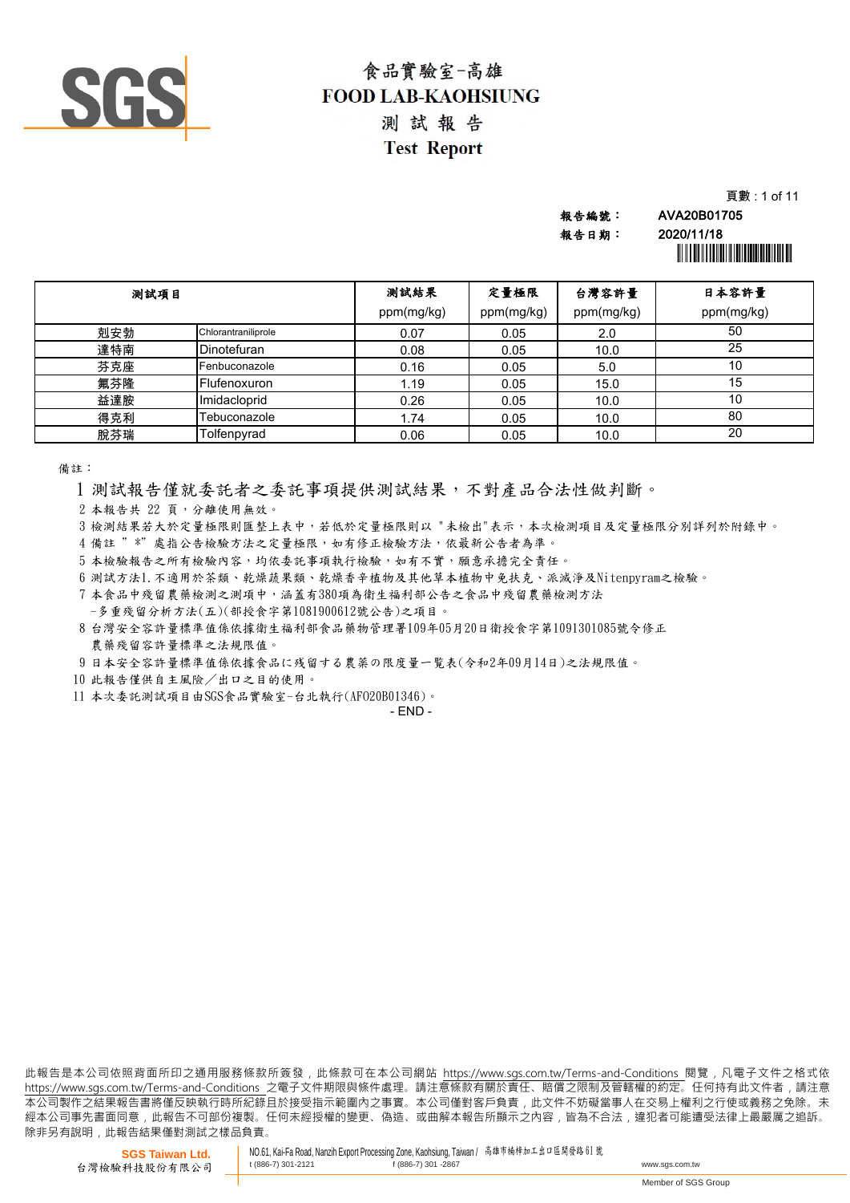# 食品實驗室-高雄
# FOOD LAB-KAOHSIUNG
## 測 試 報 告
## Test Report

報告編號： AVA20B01705
報告日期： 2020/11/18

| 測試項目 | | 測試結果 ppm(mg/kg) | 定量極限 ppm(mg/kg) | 台灣容許量 ppm(mg/kg) | 日本容許量 ppm(mg/kg) |
|---|---|---|---|---|---|
| 剋安勃 | Chlorantraniliprole | 0.07 | 0.05 | 2.0 | 50 |
| 達特南 | Dinotefuran | 0.08 | 0.05 | 10.0 | 25 |
| 芬克座 | Fenbuconazole | 0.16 | 0.05 | 5.0 | 10 |
| 氟芬隆 | Flufenoxuron | 1.19 | 0.05 | 15.0 | 15 |
| 益達胺 | Imidacloprid | 0.26 | 0.05 | 10.0 | 10 |
| 得克利 | Tebuconazole | 1.74 | 0.05 | 10.0 | 80 |
| 脫芬瑞 | Tolfenpyrad | 0.06 | 0.05 | 10.0 | 20 |

備註：

1 測試報告僅就委託者之委託事項提供測試結果，不對產品合法性做判斷。
2 本報告共 22 頁，分離使用無效。
3 檢測結果若大於定量極限則匯整上表中，若低於定量極限則以 "未檢出"表示，本次檢測項目及定量極限分別詳列於附錄中。
4 備註 " *" 處指公告檢驗方法之定量極限，如有修正檢驗方法，依最新公告者為準。
5 本檢驗報告之所有檢驗內容，均依委託事項執行檢驗，如有不實，願意承擔完全責任。
6 測試方法1.不適用於茶類、乾燥蔬果類、乾燥香辛植物及其他草本植物中免扶克、派滅淨及Nitenpyram之檢驗。
7 本食品中殘留農藥檢測之測項中，涵蓋有380項為衛生福利部公告之食品中殘留農藥檢測方法
  -多重殘留分析方法(五)(部授食字第1081900612號公告)之項目。
8 台灣安全容許量標準值係依據衛生福利部食品藥物管理署109年05月20日衛授食字第1091301085號令修正
  農藥殘留容許量標準之法規限值。
9 日本安全容許量標準值係依據食品に残留する農薬の限度量一覧表(令和2年09月14日)之法規限值。
10 此報告僅供自主風險／出口之目的使用。
11 本次委託測試項目由SGS食品實驗室-台北執行(AFO20B01346)。

- END -

此報告是本公司依照背面所印之通用服務條款所簽發，此條款可在本公司網站 https://www.sgs.com.tw/Terms-and-Conditions 閱覽，凡電子文件之格式依 https://www.sgs.com.tw/Terms-and-Conditions 之電子文件期限與條件處理。請注意條款有關於責任、賠償之限制及管轄權的約定。任何持有此文件者，請注意本公司製作之結果報告書將僅反映執行時所紀錄且於接受指示範圍內之事實。本公司僅對客戶負責，此文件不妨礙當事人在交易上權利之行使或義務之免除。未經本公司事先書面同意，此報告不可部份複製。任何未經授權的變更、偽造、或曲解本報告所顯示之內容，皆為不合法，違犯者可能遭受法律上最嚴厲之追訴。除非另有說明，此報告結果僅對測試之樣品負責。

SGS Taiwan Ltd. 台灣檢驗科技股份有限公司 | NO.61, Kai-Fa Road, Nanzih Export Processing Zone, Kaohsiung, Taiwan / 高雄市楠梓加工出口區開發路61號 | t (886-7) 301-2121 | f (886-7) 301 -2867 | www.sgs.com.tw

Member of SGS Group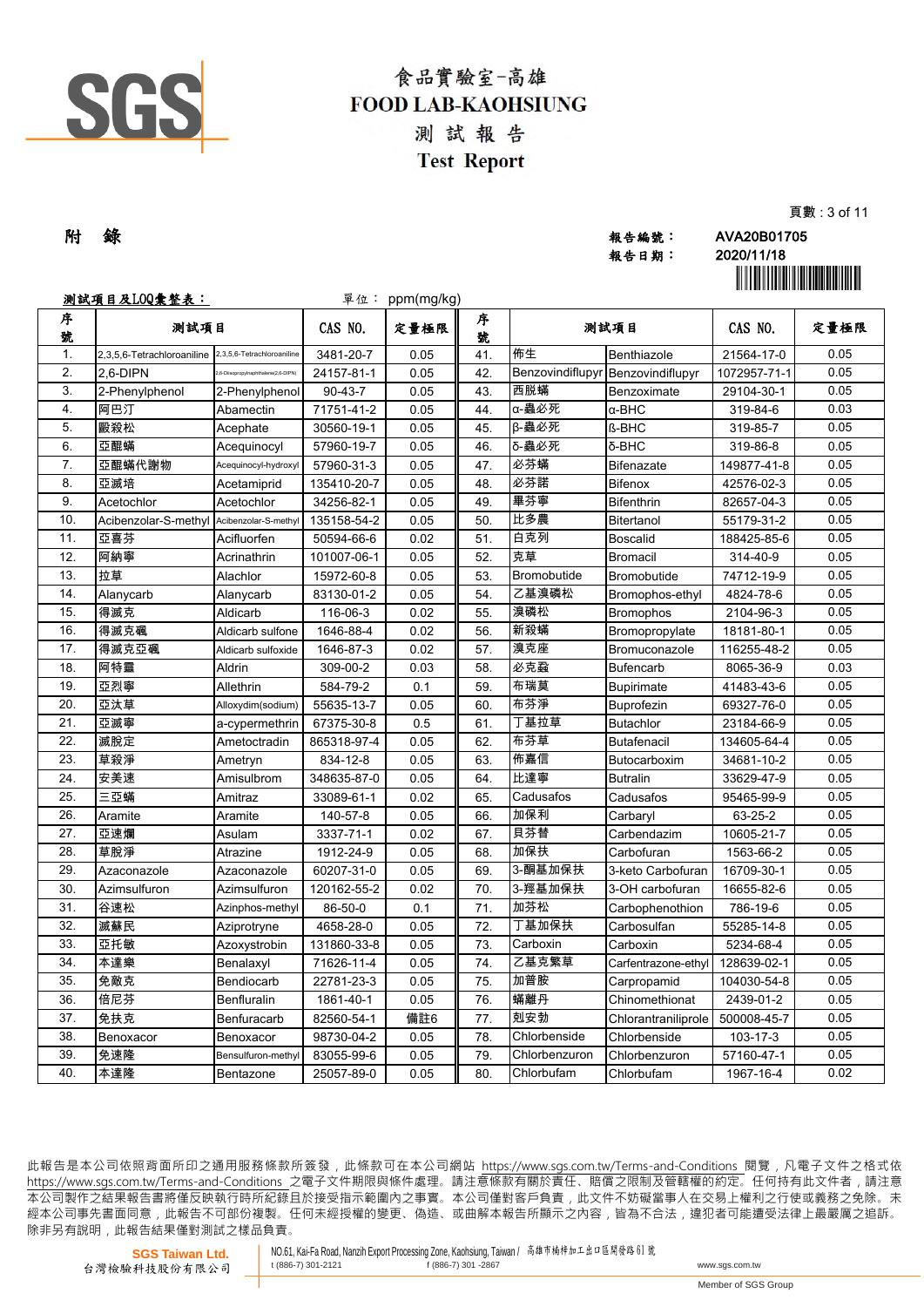# 食品實驗室-高雄
# FOOD LAB-KAOHSIUNG
## 測 試 報 告
## Test Report

**附 錄**

報告編號： AVA20B01705
報告日期： 2020/11/18

**測試項目及LOQ彙整表：** 單位： ppm(mg/kg)

| 序號 | 測試項目 | | CAS NO. | 定量極限 | 序號 | 測試項目 | | CAS NO. | 定量極限 |
|---|---|---|---|---|---|---|---|---|---|
| 1. | 2,3,5,6-Tetrachloroaniline | 2,3,5,6-Tetrachloroaniline | 3481-20-7 | 0.05 | 41. | 佈生 | Benthiazole | 21564-17-0 | 0.05 |
| 2. | 2,6-DIPN | 2,6-Diisopropylnaphthalene(2,6-DIPN) | 24157-81-1 | 0.05 | 42. | Benzovindiflupyr | Benzovindiflupyr | 1072957-71-1 | 0.05 |
| 3. | 2-Phenylphenol | 2-Phenylphenol | 90-43-7 | 0.05 | 43. | 西脫蟎 | Benzoximate | 29104-30-1 | 0.05 |
| 4. | 阿巴汀 | Abamectin | 71751-41-2 | 0.05 | 44. | α-蟲必死 | α-BHC | 319-84-6 | 0.03 |
| 5. | 毆殺松 | Acephate | 30560-19-1 | 0.05 | 45. | β-蟲必死 | ß-BHC | 319-85-7 | 0.05 |
| 6. | 亞醌蟎 | Acequinocyl | 57960-19-7 | 0.05 | 46. | δ-蟲必死 | δ-BHC | 319-86-8 | 0.05 |
| 7. | 亞醌蟎代謝物 | Acequinocyl-hydroxyl | 57960-31-3 | 0.05 | 47. | 必芬蟎 | Bifenazate | 149877-41-8 | 0.05 |
| 8. | 亞滅培 | Acetamiprid | 135410-20-7 | 0.05 | 48. | 必芬諾 | Bifenox | 42576-02-3 | 0.05 |
| 9. | Acetochlor | Acetochlor | 34256-82-1 | 0.05 | 49. | 畢芬寧 | Bifenthrin | 82657-04-3 | 0.05 |
| 10. | Acibenzolar-S-methyl | Acibenzolar-S-methyl | 135158-54-2 | 0.05 | 50. | 比多農 | Bitertanol | 55179-31-2 | 0.05 |
| 11. | 亞喜芬 | Acifluorfen | 50594-66-6 | 0.02 | 51. | 白克列 | Boscalid | 188425-85-6 | 0.05 |
| 12. | 阿納寧 | Acrinathrin | 101007-06-1 | 0.05 | 52. | 克草 | Bromacil | 314-40-9 | 0.05 |
| 13. | 拉草 | Alachlor | 15972-60-8 | 0.05 | 53. | Bromobutide | Bromobutide | 74712-19-9 | 0.05 |
| 14. | Alanycarb | Alanycarb | 83130-01-2 | 0.05 | 54. | 乙基溴磷松 | Bromophos-ethyl | 4824-78-6 | 0.05 |
| 15. | 得滅克 | Aldicarb | 116-06-3 | 0.02 | 55. | 溴磷松 | Bromophos | 2104-96-3 | 0.05 |
| 16. | 得滅克碸 | Aldicarb sulfone | 1646-88-4 | 0.02 | 56. | 新殺蟎 | Bromopropylate | 18181-80-1 | 0.05 |
| 17. | 得滅克亞碸 | Aldicarb sulfoxide | 1646-87-3 | 0.02 | 57. | 溴克座 | Bromuconazole | 116255-48-2 | 0.05 |
| 18. | 阿特靈 | Aldrin | 309-00-2 | 0.03 | 58. | 必克蝨 | Bufencarb | 8065-36-9 | 0.03 |
| 19. | 亞烈寧 | Allethrin | 584-79-2 | 0.1 | 59. | 布瑞莫 | Bupirimate | 41483-43-6 | 0.05 |
| 20. | 亞汰草 | Alloxydim(sodium) | 55635-13-7 | 0.05 | 60. | 布芬淨 | Buprofezin | 69327-76-0 | 0.05 |
| 21. | 亞滅寧 | a-cypermethrin | 67375-30-8 | 0.5 | 61. | 丁基拉草 | Butachlor | 23184-66-9 | 0.05 |
| 22. | 滅脫定 | Ametoctradin | 865318-97-4 | 0.05 | 62. | 布芬草 | Butafenacil | 134605-64-4 | 0.05 |
| 23. | 草殺淨 | Ametryn | 834-12-8 | 0.05 | 63. | 佈嘉信 | Butocarboxim | 34681-10-2 | 0.05 |
| 24. | 安美速 | Amisulbrom | 348635-87-0 | 0.05 | 64. | 比達寧 | Butralin | 33629-47-9 | 0.05 |
| 25. | 三亞蟎 | Amitraz | 33089-61-1 | 0.02 | 65. | Cadusafos | Cadusafos | 95465-99-9 | 0.05 |
| 26. | Aramite | Aramite | 140-57-8 | 0.05 | 66. | 加保利 | Carbaryl | 63-25-2 | 0.05 |
| 27. | 亞速爛 | Asulam | 3337-71-1 | 0.02 | 67. | 貝芬替 | Carbendazim | 10605-21-7 | 0.05 |
| 28. | 草脫淨 | Atrazine | 1912-24-9 | 0.05 | 68. | 加保扶 | Carbofuran | 1563-66-2 | 0.05 |
| 29. | Azaconazole | Azaconazole | 60207-31-0 | 0.05 | 69. | 3-酮基加保扶 | 3-keto Carbofuran | 16709-30-1 | 0.05 |
| 30. | Azimsulfuron | Azimsulfuron | 120162-55-2 | 0.02 | 70. | 3-羥基加保扶 | 3-OH carbofuran | 16655-82-6 | 0.05 |
| 31. | 谷速松 | Azinphos-methyl | 86-50-0 | 0.1 | 71. | 加芬松 | Carbophenothion | 786-19-6 | 0.05 |
| 32. | 滅蘇民 | Aziprotryne | 4658-28-0 | 0.05 | 72. | 丁基加保扶 | Carbosulfan | 55285-14-8 | 0.05 |
| 33. | 亞托敏 | Azoxystrobin | 131860-33-8 | 0.05 | 73. | Carboxin | Carboxin | 5234-68-4 | 0.05 |
| 34. | 本達樂 | Benalaxyl | 71626-11-4 | 0.05 | 74. | 乙基克繁草 | Carfentrazone-ethyl | 128639-02-1 | 0.05 |
| 35. | 免敵克 | Bendiocarb | 22781-23-3 | 0.05 | 75. | 加普胺 | Carpropamid | 104030-54-8 | 0.05 |
| 36. | 倍尼芬 | Benfluralin | 1861-40-1 | 0.05 | 76. | 蟎離丹 | Chinomethionat | 2439-01-2 | 0.05 |
| 37. | 免扶克 | Benfuracarb | 82560-54-1 | 備註6 | 77. | 剋安勃 | Chlorantraniliprole | 500008-45-7 | 0.05 |
| 38. | Benoxacor | Benoxacor | 98730-04-2 | 0.05 | 78. | Chlorbenside | Chlorbenside | 103-17-3 | 0.05 |
| 39. | 免速隆 | Bensulfuron-methyl | 83055-99-6 | 0.05 | 79. | Chlorbenzuron | Chlorbenzuron | 57160-47-1 | 0.05 |
| 40. | 本達隆 | Bentazone | 25057-89-0 | 0.05 | 80. | Chlorbufam | Chlorbufam | 1967-16-4 | 0.02 |

此報告是本公司依照背面所印之通用服務條款所簽發，此條款可在本公司網站 https://www.sgs.com.tw/Terms-and-Conditions 閱覽，凡電子文件之格式依 https://www.sgs.com.tw/Terms-and-Conditions 之電子文件期限與條件處理。請注意條款有關於責任、賠償之限制及管轄權的約定。任何持有此文件者，請注意本公司製作之結果報告書將僅反映執行時所紀錄且於接受指示範圍內之事實。本公司僅對客戶負責，此文件不妨礙當事人在交易上權利之行使或義務之免除。未經本公司事先書面同意，此報告不可部份複製。任何未經授權的變更、偽造、或曲解本報告所顯示之內容，皆為不合法，違犯者可能遭受法律上最嚴厲之追訴。除非另有說明，此報告結果僅對測試之樣品負責。

SGS Taiwan Ltd. 台灣檢驗科技股份有限公司 | NO.61, Kai-Fa Road, Nanzih Export Processing Zone, Kaohsiung, Taiwan / 高雄市楠梓加工出口區開發路61號 | t (886-7) 301-2121 | f (886-7) 301 -2867 | www.sgs.com.tw | Member of SGS Group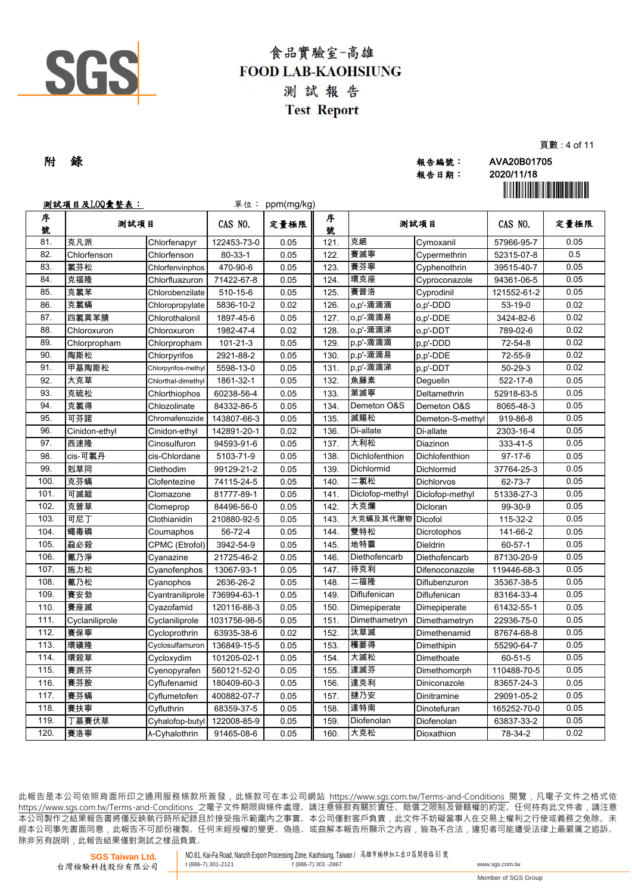# 食品實驗室-高雄
# FOOD LAB-KAOHSIUNG
## 測 試 報 告
## Test Report

**附 錄**

報告編號： AVA20B01705
報告日期： 2020/11/18

**測試項目及LOQ彙整表：** 單位： ppm(mg/kg)

| 序號 | 測試項目 | | CAS NO. | 定量極限 | 序號 | 測試項目 | | CAS NO. | 定量極限 |
|---|---|---|---|---|---|---|---|---|---|
| 81. | 克凡派 | Chlorfenapyr | 122453-73-0 | 0.05 | 121. | 克絕 | Cymoxanil | 57966-95-7 | 0.05 |
| 82. | Chlorfenson | Chlorfenson | 80-33-1 | 0.05 | 122. | 賽滅寧 | Cypermethrin | 52315-07-8 | 0.5 |
| 83. | 氯芬松 | Chlorfenvinphos | 470-90-6 | 0.05 | 123. | 賽芬寧 | Cyphenothrin | 39515-40-7 | 0.05 |
| 84. | 克福隆 | Chlorfluazuron | 71422-67-8 | 0.05 | 124. | 環克座 | Cyproconazole | 94361-06-5 | 0.05 |
| 85. | 克氯苯 | Chlorobenzilate | 510-15-6 | 0.05 | 125. | 賽普洛 | Cyprodinil | 121552-61-2 | 0.05 |
| 86. | 克氯蟎 | Chloropropylate | 5836-10-2 | 0.02 | 126. | o,p'-滴滴滴 | o,p'-DDD | 53-19-0 | 0.02 |
| 87. | 四氯異苯腈 | Chlorothalonil | 1897-45-6 | 0.05 | 127. | o,p'-滴滴易 | o,p'-DDE | 3424-82-6 | 0.02 |
| 88. | Chloroxuron | Chloroxuron | 1982-47-4 | 0.02 | 128. | o,p'-滴滴涕 | o,p'-DDT | 789-02-6 | 0.02 |
| 89. | Chlorpropham | Chlorpropham | 101-21-3 | 0.05 | 129. | p,p'-滴滴滴 | p,p'-DDD | 72-54-8 | 0.02 |
| 90. | 陶斯松 | Chlorpyrifos | 2921-88-2 | 0.05 | 130. | p,p'-滴滴易 | p,p'-DDE | 72-55-9 | 0.02 |
| 91. | 甲基陶斯松 | Chlorpyrifos-methyl | 5598-13-0 | 0.05 | 131. | p,p'-滴滴涕 | p,p'-DDT | 50-29-3 | 0.02 |
| 92. | 大克草 | Chlorthal-dimethyl | 1861-32-1 | 0.05 | 132. | 魚藤素 | Deguelin | 522-17-8 | 0.05 |
| 93. | 克硫松 | Chlorthiophos | 60238-56-4 | 0.05 | 133. | 第滅寧 | Deltamethrin | 52918-63-5 | 0.05 |
| 94. | 克氯得 | Chlozolinate | 84332-86-5 | 0.05 | 134. | Demeton O&S | Demeton O&S | 8065-48-3 | 0.05 |
| 95. | 可芬諾 | Chromafenozide | 143807-66-3 | 0.05 | 135. | 滅賜松 | Demeton-S-methyl | 919-86-8 | 0.05 |
| 96. | Cinidon-ethyl | Cinidon-ethyl | 142891-20-1 | 0.02 | 136. | Di-allate | Di-allate | 2303-16-4 | 0.05 |
| 97. | 西速隆 | Cinosulfuron | 94593-91-6 | 0.05 | 137. | 大利松 | Diazinon | 333-41-5 | 0.05 |
| 98. | cis-可氯丹 | cis-Chlordane | 5103-71-9 | 0.05 | 138. | Dichlofenthion | Dichlofenthion | 97-17-6 | 0.05 |
| 99. | 剋草同 | Clethodim | 99129-21-2 | 0.05 | 139. | Dichlormid | Dichlormid | 37764-25-3 | 0.05 |
| 100. | 克芬蟎 | Clofentezine | 74115-24-5 | 0.05 | 140. | 二氯松 | Dichlorvos | 62-73-7 | 0.05 |
| 101. | 可滅蹤 | Clomazone | 81777-89-1 | 0.05 | 141. | Diclofop-methyl | Diclofop-methyl | 51338-27-3 | 0.05 |
| 102. | 克普草 | Clomeprop | 84496-56-0 | 0.05 | 142. | 大克爛 | Dicloran | 99-30-9 | 0.05 |
| 103. | 可尼丁 | Clothianidin | 210880-92-5 | 0.05 | 143. | 大克蟎及其代謝物 | Dicofol | 115-32-2 | 0.05 |
| 104. | 蠅毒磷 | Coumaphos | 56-72-4 | 0.05 | 144. | 雙特松 | Dicrotophos | 141-66-2 | 0.05 |
| 105. | 蝨必殺 | CPMC (Etrofol) | 3942-54-9 | 0.05 | 145. | 地特靈 | Dieldrin | 60-57-1 | 0.05 |
| 106. | 氰乃淨 | Cyanazine | 21725-46-2 | 0.05 | 146. | Diethofencarb | Diethofencarb | 87130-20-9 | 0.05 |
| 107. | 施力松 | Cyanofenphos | 13067-93-1 | 0.05 | 147. | 待克利 | Difenoconazole | 119446-68-3 | 0.05 |
| 108. | 氰乃松 | Cyanophos | 2636-26-2 | 0.05 | 148. | 二福隆 | Diflubenzuron | 35367-38-5 | 0.05 |
| 109. | 賽安勃 | Cyantraniliprole | 736994-63-1 | 0.05 | 149. | Diflufenican | Diflufenican | 83164-33-4 | 0.05 |
| 110. | 賽座滅 | Cyazofamid | 120116-88-3 | 0.05 | 150. | Dimepiperate | Dimepiperate | 61432-55-1 | 0.05 |
| 111. | Cyclaniliprole | Cyclaniliprole | 1031756-98-5 | 0.05 | 151. | Dimethametryn | Dimethametryn | 22936-75-0 | 0.05 |
| 112. | 賽保寧 | Cycloprothrin | 63935-38-6 | 0.02 | 152. | 汰草滅 | Dimethenamid | 87674-68-8 | 0.05 |
| 113. | 環磺隆 | Cyclosulfamuron | 136849-15-5 | 0.05 | 153. | 穫萎得 | Dimethipin | 55290-64-7 | 0.05 |
| 114. | 環殺草 | Cycloxydim | 101205-02-1 | 0.05 | 154. | 大滅松 | Dimethoate | 60-51-5 | 0.05 |
| 115. | 賽派芬 | Cyenopyrafen | 560121-52-0 | 0.05 | 155. | 達滅芬 | Dimethomorph | 110488-70-5 | 0.05 |
| 116. | 賽芬胺 | Cyflufenamid | 180409-60-3 | 0.05 | 156. | 達克利 | Diniconazole | 83657-24-3 | 0.05 |
| 117. | 賽芬蟎 | Cyflumetofen | 400882-07-7 | 0.05 | 157. | 撻乃安 | Dinitramine | 29091-05-2 | 0.05 |
| 118. | 賽扶寧 | Cyfluthrin | 68359-37-5 | 0.05 | 158. | 達特南 | Dinotefuran | 165252-70-0 | 0.05 |
| 119. | 丁基賽伏草 | Cyhalofop-butyl | 122008-85-9 | 0.05 | 159. | Diofenolan | Diofenolan | 63837-33-2 | 0.05 |
| 120. | 賽洛寧 | λ-Cyhalothrin | 91465-08-6 | 0.05 | 160. | 大克松 | Dioxathion | 78-34-2 | 0.02 |

此報告是本公司依照背面所印之通用服務條款所簽發，此條款可在本公司網站 https://www.sgs.com.tw/Terms-and-Conditions 閱覽，凡電子文件之格式依 https://www.sgs.com.tw/Terms-and-Conditions 之電子文件期限與條件處理。請注意條款有關於責任、賠償之限制及管轄權的約定。任何持有此文件者，請注意本公司製作之結果報告書將僅反映執行時所紀錄且於接受指示範圍內之事實。本公司僅對客戶負責，此文件不妨礙當事人在交易上權利之行使或義務之免除。未經本公司事先書面同意，此報告不可部份複製。任何未經授權的變更、偽造、或曲解本報告所顯示之內容，皆為不合法，違犯者可能遭受法律上最嚴厲之追訴。除非另有說明，此報告結果僅對測試之樣品負責。

SGS Taiwan Ltd. 台灣檢驗科技股份有限公司 | NO.61, Kai-Fa Road, Nanzih Export Processing Zone, Kaohsiung, Taiwan / 高雄市楠梓加工出口區開發路61號 | t (886-7) 301-2121 | f (886-7) 301 -2867 | www.sgs.com.tw | Member of SGS Group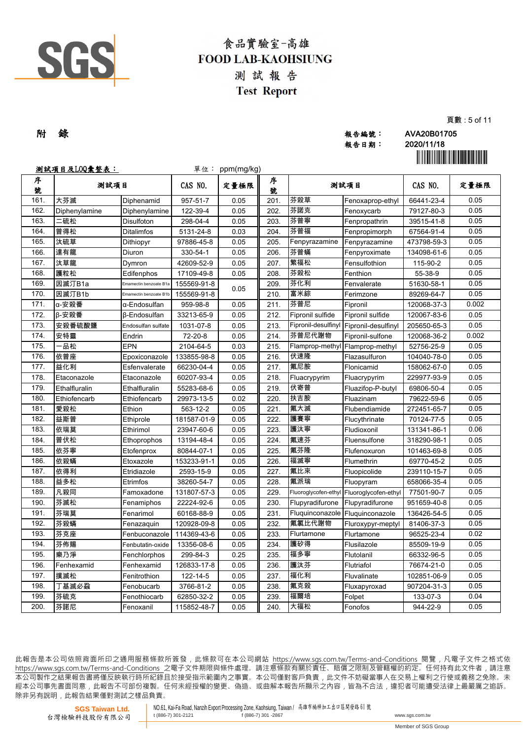# 食品實驗室-高雄
# FOOD LAB-KAOHSIUNG
## 測 試 報 告
## Test Report

**附 錄**

報告編號： AVA20B01705
報告日期： 2020/11/18

**測試項目及LOQ彙整表：** 單位： ppm(mg/kg)

| 序號 | 測試項目 | | CAS NO. | 定量極限 | 序號 | 測試項目 | | CAS NO. | 定量極限 |
|---|---|---|---|---|---|---|---|---|---|
| 161. | 大芬滅 | Diphenamid | 957-51-7 | 0.05 | 201. | 芬殺草 | Fenoxaprop-ethyl | 66441-23-4 | 0.05 |
| 162. | Diphenylamine | Diphenylamine | 122-39-4 | 0.05 | 202. | 芬諾克 | Fenoxycarb | 79127-80-3 | 0.05 |
| 163. | 二硫松 | Disulfoton | 298-04-4 | 0.05 | 203. | 芬普寧 | Fenpropathrin | 39515-41-8 | 0.05 |
| 164. | 普得松 | Ditalimfos | 5131-24-8 | 0.03 | 204. | 芬普福 | Fenpropimorph | 67564-91-4 | 0.05 |
| 165. | 汰硫草 | Dithiopyr | 97886-45-8 | 0.05 | 205. | Fenpyrazamine | Fenpyrazamine | 473798-59-3 | 0.05 |
| 166. | 達有龍 | Diuron | 330-54-1 | 0.05 | 206. | 芬普蟎 | Fenpyroximate | 134098-61-6 | 0.05 |
| 167. | 汰草龍 | Dymron | 42609-52-9 | 0.05 | 207. | 繁福松 | Fensulfothion | 115-90-2 | 0.05 |
| 168. | 護粒松 | Edifenphos | 17109-49-8 | 0.05 | 208. | 芬殺松 | Fenthion | 55-38-9 | 0.05 |
| 169. | 因滅汀B1a | Emamectin benzoate B1a | 155569-91-8 | 0.05 | 209. | 芬化利 | Fenvalerate | 51630-58-1 | 0.05 |
| 170. | 因滅汀B1b | Emamectin benzoate B1b | 155569-91-8 | | 210. | 富米綜 | Ferimzone | 89269-64-7 | 0.05 |
| 171. | α-安殺番 | α-Endosulfan | 959-98-8 | 0.05 | 211. | 芬普尼 | Fipronil | 120068-37-3 | 0.002 |
| 172. | β-安殺番 | β-Endosulfan | 33213-65-9 | 0.05 | 212. | Fipronil sulfide | Fipronil sulfide | 120067-83-6 | 0.05 |
| 173. | 安殺番硫酸鹽 | Endosulfan sulfate | 1031-07-8 | 0.05 | 213. | Fipronil-desulfinyl | Fipronil-desulfinyl | 205650-65-3 | 0.05 |
| 174. | 安特靈 | Endrin | 72-20-8 | 0.05 | 214. | 芬普尼代謝物 | Fipronil-sulfone | 120068-36-2 | 0.002 |
| 175. | 一品松 | EPN | 2104-64-5 | 0.03 | 215. | Flamprop-methyl | Flamprop-methyl | 52756-25-9 | 0.05 |
| 176. | 依普座 | Epoxiconazole | 133855-98-8 | 0.05 | 216. | 伏速隆 | Flazasulfuron | 104040-78-0 | 0.05 |
| 177. | 益化利 | Esfenvalerate | 66230-04-4 | 0.05 | 217. | 氟尼胺 | Flonicamid | 158062-67-0 | 0.05 |
| 178. | Etaconazole | Etaconazole | 60207-93-4 | 0.05 | 218. | Fluacrypyrim | Fluacrypyrim | 229977-93-9 | 0.05 |
| 179. | Ethalfluralin | Ethalfluralin | 55283-68-6 | 0.05 | 219. | 伏寄普 | Fluazifop-P-butyl | 69806-50-4 | 0.05 |
| 180. | Ethiofencarb | Ethiofencarb | 29973-13-5 | 0.02 | 220. | 扶吉胺 | Fluazinam | 79622-59-6 | 0.05 |
| 181. | 愛殺松 | Ethion | 563-12-2 | 0.05 | 221. | 氟大滅 | Flubendiamide | 272451-65-7 | 0.05 |
| 182. | 益斯普 | Ethiprole | 181587-01-9 | 0.05 | 222. | 護賽寧 | Flucythrinate | 70124-77-5 | 0.05 |
| 183. | 依瑞莫 | Ethirimol | 23947-60-6 | 0.05 | 223. | 護汰寧 | Fludioxonil | 131341-86-1 | 0.06 |
| 184. | 普伏松 | Ethoprophos | 13194-48-4 | 0.05 | 224. | 氟速芬 | Fluensulfone | 318290-98-1 | 0.05 |
| 185. | 依芬寧 | Etofenprox | 80844-07-1 | 0.05 | 225. | 氟芬隆 | Flufenoxuron | 101463-69-8 | 0.05 |
| 186. | 依殺蟎 | Etoxazole | 153233-91-1 | 0.05 | 226. | 福滅寧 | Flumethrin | 69770-45-2 | 0.05 |
| 187. | 依得利 | Etridiazole | 2593-15-9 | 0.05 | 227. | 氟比來 | Fluopicolide | 239110-15-7 | 0.05 |
| 188. | 益多松 | Etrimfos | 38260-54-7 | 0.05 | 228. | 氟派瑞 | Fluopyram | 658066-35-4 | 0.05 |
| 189. | 凡殺同 | Famoxadone | 131807-57-3 | 0.05 | 229. | Fluoroglycofen-ethyl | Fluoroglycofen-ethyl | 77501-90-7 | 0.05 |
| 190. | 芬滅松 | Fenamiphos | 22224-92-6 | 0.05 | 230. | Flupyradifurone | Flupyradifurone | 951659-40-8 | 0.05 |
| 191. | 芬瑞莫 | Fenarimol | 60168-88-9 | 0.05 | 231. | Fluquinconazole | Fluquinconazole | 136426-54-5 | 0.05 |
| 192. | 芬殺蟎 | Fenazaquin | 120928-09-8 | 0.05 | 232. | 氟氯比代謝物 | Fluroxypyr-meptyl | 81406-37-3 | 0.05 |
| 193. | 芬克座 | Fenbuconazole | 114369-43-6 | 0.05 | 233. | Flurtamone | Flurtamone | 96525-23-4 | 0.02 |
| 194. | 芬佈賜 | Fenbutatin-oxide | 13356-08-6 | 0.05 | 234. | 護矽得 | Flusilazole | 85509-19-9 | 0.05 |
| 195. | 樂乃淨 | Fenchlorphos | 299-84-3 | 0.25 | 235. | 福多寧 | Flutolanil | 66332-96-5 | 0.05 |
| 196. | Fenhexamid | Fenhexamid | 126833-17-8 | 0.05 | 236. | 護汰芬 | Flutriafol | 76674-21-0 | 0.05 |
| 197. | 撲滅松 | Fenitrothion | 122-14-5 | 0.05 | 237. | 福化利 | Fluvalinate | 102851-06-9 | 0.05 |
| 198. | 丁基滅必蝨 | Fenobucarb | 3766-81-2 | 0.05 | 238. | 氟克殺 | Fluxapyroxad | 907204-31-3 | 0.05 |
| 199. | 芬硫克 | Fenothiocarb | 62850-32-2 | 0.05 | 239. | 福爾培 | Folpet | 133-07-3 | 0.04 |
| 200. | 芬諾尼 | Fenoxanil | 115852-48-7 | 0.05 | 240. | 大福松 | Fonofos | 944-22-9 | 0.05 |

此報告是本公司依照背面所印之通用服務條款所簽發，此條款可在本公司網站 https://www.sgs.com.tw/Terms-and-Conditions 閱覽，凡電子文件之格式依 https://www.sgs.com.tw/Terms-and-Conditions 之電子文件期限與條件處理。請注意條款有關於責任、賠償之限制及管轄權的約定。任何持有此文件者，請注意本公司製作之結果報告書將僅反映執行時所紀錄且於接受指示範圍內之事實。本公司僅對客戶負責，此文件不妨礙當事人在交易上權利之行使或義務之免除。未經本公司事先書面同意，此報告不可部份複製。任何未經授權的變更、偽造、或曲解本報告所顯示之內容，皆為不合法，違犯者可能遭受法律上最嚴厲之追訴。除非另有說明，此報告結果僅對測試之樣品負責。

SGS Taiwan Ltd. 台灣檢驗科技股份有限公司 | NO.61, Kai-Fa Road, Nanzih Export Processing Zone, Kaohsiung, Taiwan / 高雄市楠梓加工出口區開發路61號 | t (886-7) 301-2121 | f (886-7) 301 -2867 | www.sgs.com.tw

Member of SGS Group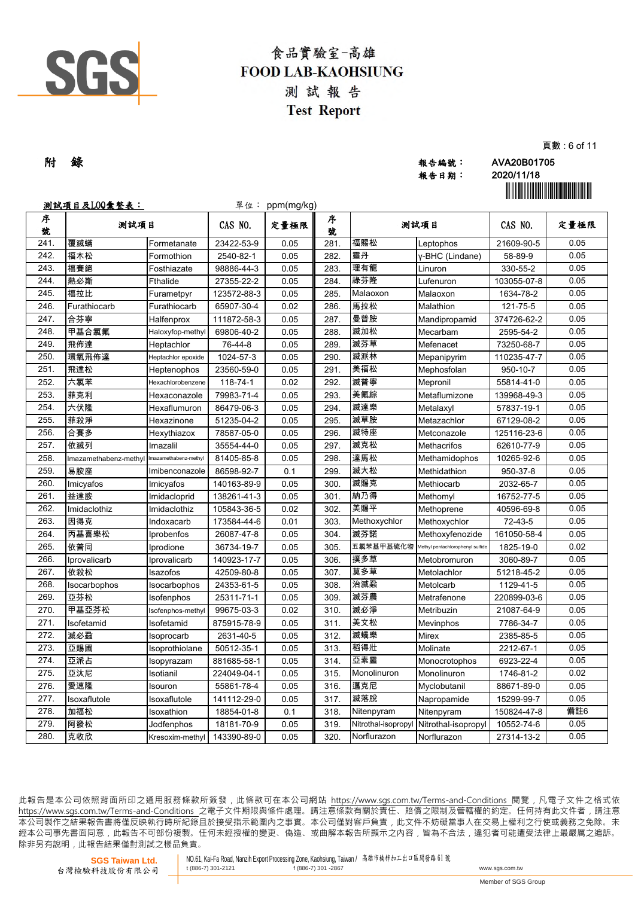# 食品實驗室-高雄
# FOOD LAB-KAOHSIUNG
## 測 試 報 告
## Test Report

**附 錄**

**報告編號：** AVA20B01705
**報告日期：** 2020/11/18

**測試項目及LOQ彙整表：** 單位： ppm(mg/kg)

| 序號 | 測試項目 | | CAS NO. | 定量極限 | 序號 | 測試項目 | | CAS NO. | 定量極限 |
|---|---|---|---|---|---|---|---|---|---|
| 241. | 覆滅蟎 | Formetanate | 23422-53-9 | 0.05 | 281. | 福賜松 | Leptophos | 21609-90-5 | 0.05 |
| 242. | 福木松 | Formothion | 2540-82-1 | 0.05 | 282. | 靈丹 | γ-BHC (Lindane) | 58-89-9 | 0.05 |
| 243. | 福賽絕 | Fosthiazate | 98886-44-3 | 0.05 | 283. | 理有龍 | Linuron | 330-55-2 | 0.05 |
| 244. | 熱必斯 | Fthalide | 27355-22-2 | 0.05 | 284. | 祿芬隆 | Lufenuron | 103055-07-8 | 0.05 |
| 245. | 福拉比 | Furametpyr | 123572-88-3 | 0.05 | 285. | Malaoxon | Malaoxon | 1634-78-2 | 0.05 |
| 246. | Furathiocarb | Furathiocarb | 65907-30-4 | 0.02 | 286. | 馬拉松 | Malathion | 121-75-5 | 0.05 |
| 247. | 合芬寧 | Halfenprox | 111872-58-3 | 0.05 | 287. | 曼普胺 | Mandipropamid | 374726-62-2 | 0.05 |
| 248. | 甲基合氯氟 | Haloxyfop-methyl | 69806-40-2 | 0.05 | 288. | 滅加松 | Mecarbam | 2595-54-2 | 0.05 |
| 249. | 飛佈達 | Heptachlor | 76-44-8 | 0.05 | 289. | 滅芬草 | Mefenacet | 73250-68-7 | 0.05 |
| 250. | 環氧飛佈達 | Heptachlor epoxide | 1024-57-3 | 0.05 | 290. | 滅派林 | Mepanipyrim | 110235-47-7 | 0.05 |
| 251. | 飛達松 | Heptenophos | 23560-59-0 | 0.05 | 291. | 美福松 | Mephosfolan | 950-10-7 | 0.05 |
| 252. | 六氯苯 | Hexachlorobenzene | 118-74-1 | 0.02 | 292. | 滅普寧 | Mepronil | 55814-41-0 | 0.05 |
| 253. | 菲克利 | Hexaconazole | 79983-71-4 | 0.05 | 293. | 美氟綜 | Metaflumizone | 139968-49-3 | 0.05 |
| 254. | 六伏隆 | Hexaflumuron | 86479-06-3 | 0.05 | 294. | 滅達樂 | Metalaxyl | 57837-19-1 | 0.05 |
| 255. | 菲殺淨 | Hexazinone | 51235-04-2 | 0.05 | 295. | 滅草胺 | Metazachlor | 67129-08-2 | 0.05 |
| 256. | 合賽多 | Hexythiazox | 78587-05-0 | 0.05 | 296. | 滅特座 | Metconazole | 125116-23-6 | 0.05 |
| 257. | 依滅列 | Imazalil | 35554-44-0 | 0.05 | 297. | 滅克松 | Methacrifos | 62610-77-9 | 0.05 |
| 258. | Imazamethabenz-methyl | Imazamethabenz-methyl | 81405-85-8 | 0.05 | 298. | 達馬松 | Methamidophos | 10265-92-6 | 0.05 |
| 259. | 易胺座 | Imibenconazole | 86598-92-7 | 0.1 | 299. | 滅大松 | Methidathion | 950-37-8 | 0.05 |
| 260. | Imicyafos | Imicyafos | 140163-89-9 | 0.05 | 300. | 滅賜克 | Methiocarb | 2032-65-7 | 0.05 |
| 261. | 益達胺 | Imidacloprid | 138261-41-3 | 0.05 | 301. | 納乃得 | Methomyl | 16752-77-5 | 0.05 |
| 262. | Imidaclothiz | Imidaclothiz | 105843-36-5 | 0.02 | 302. | 美賜平 | Methoprene | 40596-69-8 | 0.05 |
| 263. | 因得克 | Indoxacarb | 173584-44-6 | 0.01 | 303. | Methoxychlor | Methoxychlor | 72-43-5 | 0.05 |
| 264. | 丙基喜樂松 | Iprobenfos | 26087-47-8 | 0.05 | 304. | 滅芬諾 | Methoxyfenozide | 161050-58-4 | 0.05 |
| 265. | 依普同 | Iprodione | 36734-19-7 | 0.05 | 305. | 五氯苯基甲基硫化物 | Methyl pentachlorophenyl sulfide | 1825-19-0 | 0.02 |
| 266. | Iprovalicarb | Iprovalicarb | 140923-17-7 | 0.05 | 306. | 撲多草 | Metobromuron | 3060-89-7 | 0.05 |
| 267. | 依殺松 | Isazofos | 42509-80-8 | 0.05 | 307. | 莫多草 | Metolachlor | 51218-45-2 | 0.05 |
| 268. | Isocarbophos | Isocarbophos | 24353-61-5 | 0.05 | 308. | 治滅蝨 | Metolcarb | 1129-41-5 | 0.05 |
| 269. | 亞芬松 | Isofenphos | 25311-71-1 | 0.05 | 309. | 滅芬農 | Metrafenone | 220899-03-6 | 0.05 |
| 270. | 甲基亞芬松 | Isofenphos-methyl | 99675-03-3 | 0.02 | 310. | 滅必淨 | Metribuzin | 21087-64-9 | 0.05 |
| 271. | Isofetamid | Isofetamid | 875915-78-9 | 0.05 | 311. | 美文松 | Mevinphos | 7786-34-7 | 0.05 |
| 272. | 滅必蝨 | Isoprocarb | 2631-40-5 | 0.05 | 312. | 滅蟻樂 | Mirex | 2385-85-5 | 0.05 |
| 273. | 亞賜圃 | Isoprothiolane | 50512-35-1 | 0.05 | 313. | 稻得壯 | Molinate | 2212-67-1 | 0.05 |
| 274. | 亞派占 | Isopyrazam | 881685-58-1 | 0.05 | 314. | 亞素靈 | Monocrotophos | 6923-22-4 | 0.05 |
| 275. | 亞汰尼 | Isotianil | 224049-04-1 | 0.05 | 315. | Monolinuron | Monolinuron | 1746-81-2 | 0.02 |
| 276. | 愛速隆 | Isouron | 55861-78-4 | 0.05 | 316. | 邁克尼 | Myclobutanil | 88671-89-0 | 0.05 |
| 277. | Isoxaflutole | Isoxaflutole | 141112-29-0 | 0.05 | 317. | 滅落脫 | Napropamide | 15299-99-7 | 0.05 |
| 278. | 加福松 | Isoxathion | 18854-01-8 | 0.1 | 318. | Nitenpyram | Nitenpyram | 150824-47-8 | 備註6 |
| 279. | 阿發松 | Jodfenphos | 18181-70-9 | 0.05 | 319. | Nitrothal-isopropyl | Nitrothal-isopropyl | 10552-74-6 | 0.05 |
| 280. | 克收欣 | Kresoxim-methyl | 143390-89-0 | 0.05 | 320. | Norflurazon | Norflurazon | 27314-13-2 | 0.05 |

此報告是本公司依照背面所印之通用服務條款所簽發，此條款可在本公司網站 https://www.sgs.com.tw/Terms-and-Conditions 閱覽，凡電子文件之格式依 https://www.sgs.com.tw/Terms-and-Conditions 之電子文件期限與條件處理。請注意條款有關於責任、賠償之限制及管轄權的約定。任何持有此文件者，請注意本公司製作之結果報告書將僅反映執行時所紀錄且於接受指示範圍內之事實。本公司僅對客戶負責，此文件不妨礙當事人在交易上權利之行使或義務之免除。未經本公司事先書面同意，此報告不可部份複製。任何未經授權的變更、偽造、或曲解本報告所顯示之內容，皆為不合法，違犯者可能遭受法律上最嚴厲之追訴。除非另有說明，此報告結果僅對測試之樣品負責。

SGS Taiwan Ltd.
台灣檢驗科技股份有限公司
NO.61, Kai-Fa Road, Nanzih Export Processing Zone, Kaohsiung, Taiwan / 高雄市楠梓加工出口區開發路61號
t (886-7) 301-2121 f (886-7) 301-2867 www.sgs.com.tw
Member of SGS Group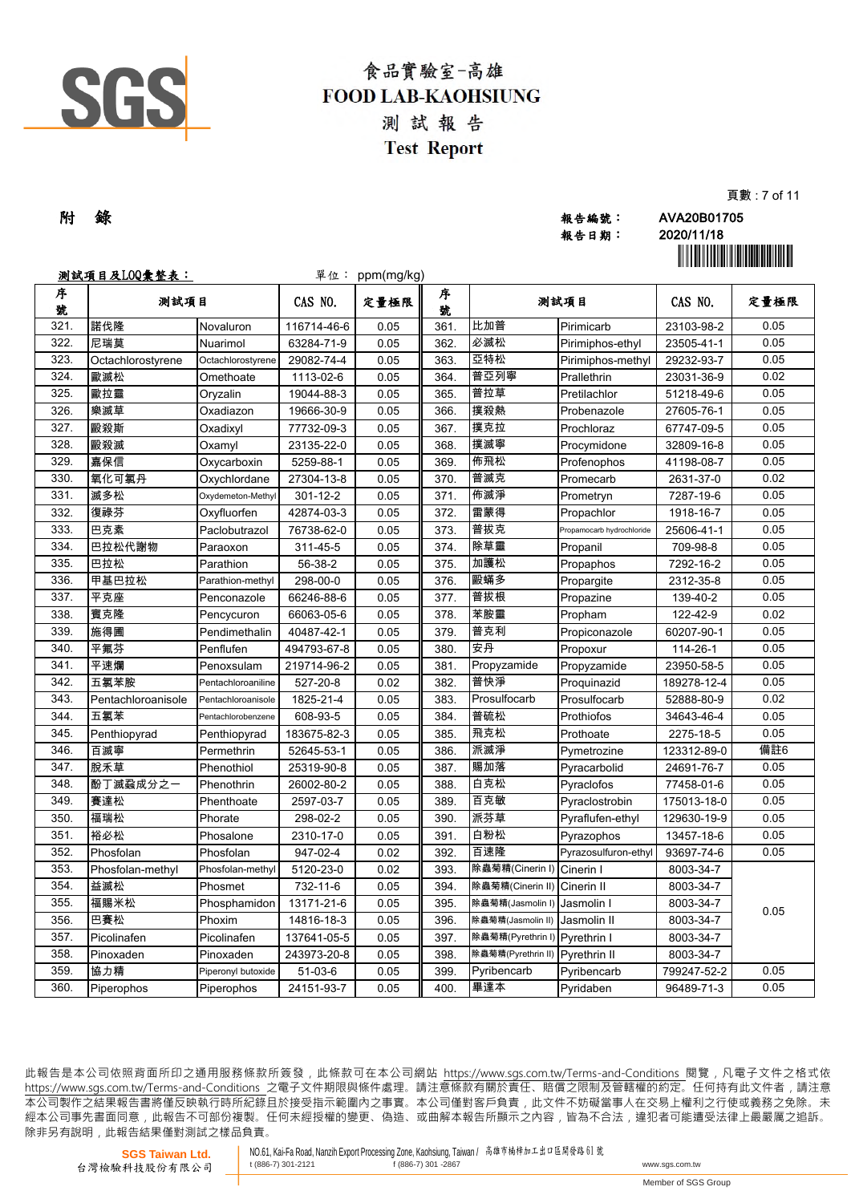# 食品實驗室-高雄
## FOOD LAB-KAOHSIUNG
## 測 試 報 告
## Test Report

附　錄

報告編號：　AVA20B01705
報告日期：　2020/11/18

**測試項目及LOQ彙整表：**　　單位： ppm(mg/kg)

| 序號 | 測試項目 | | CAS NO. | 定量極限 | 序號 | 測試項目 | | CAS NO. | 定量極限 |
|---|---|---|---|---|---|---|---|---|---|
| 321. | 諾伐隆 | Novaluron | 116714-46-6 | 0.05 | 361. | 比加普 | Pirimicarb | 23103-98-2 | 0.05 |
| 322. | 尼瑞莫 | Nuarimol | 63284-71-9 | 0.05 | 362. | 必滅松 | Pirimiphos-ethyl | 23505-41-1 | 0.05 |
| 323. | Octachlorostyrene | Octachlorostyrene | 29082-74-4 | 0.05 | 363. | 亞特松 | Pirimiphos-methyl | 29232-93-7 | 0.05 |
| 324. | 歐滅松 | Omethoate | 1113-02-6 | 0.05 | 364. | 普亞列寧 | Prallethrin | 23031-36-9 | 0.02 |
| 325. | 歐拉靈 | Oryzalin | 19044-88-3 | 0.05 | 365. | 普拉草 | Pretilachlor | 51218-49-6 | 0.05 |
| 326. | 樂滅草 | Oxadiazon | 19666-30-9 | 0.05 | 366. | 撲殺熱 | Probenazole | 27605-76-1 | 0.05 |
| 327. | 毆殺斯 | Oxadixyl | 77732-09-3 | 0.05 | 367. | 撲克拉 | Prochloraz | 67747-09-5 | 0.05 |
| 328. | 毆殺滅 | Oxamyl | 23135-22-0 | 0.05 | 368. | 撲滅寧 | Procymidone | 32809-16-8 | 0.05 |
| 329. | 嘉保信 | Oxycarboxin | 5259-88-1 | 0.05 | 369. | 佈飛松 | Profenophos | 41198-08-7 | 0.05 |
| 330. | 氧化可氯丹 | Oxychlordane | 27304-13-8 | 0.05 | 370. | 普滅克 | Promecarb | 2631-37-0 | 0.02 |
| 331. | 滅多松 | Oxydemeton-Methyl | 301-12-2 | 0.05 | 371. | 佈滅淨 | Prometryn | 7287-19-6 | 0.05 |
| 332. | 復祿芬 | Oxyfluorfen | 42874-03-3 | 0.05 | 372. | 雷蒙得 | Propachlor | 1918-16-7 | 0.05 |
| 333. | 巴克素 | Paclobutrazol | 76738-62-0 | 0.05 | 373. | 普拔克 | Propamocarb hydrochloride | 25606-41-1 | 0.05 |
| 334. | 巴拉松代謝物 | Paraoxon | 311-45-5 | 0.05 | 374. | 除草靈 | Propanil | 709-98-8 | 0.05 |
| 335. | 巴拉松 | Parathion | 56-38-2 | 0.05 | 375. | 加護松 | Propaphos | 7292-16-2 | 0.05 |
| 336. | 甲基巴拉松 | Parathion-methyl | 298-00-0 | 0.05 | 376. | 毆蟎多 | Propargite | 2312-35-8 | 0.05 |
| 337. | 平克座 | Penconazole | 66246-88-6 | 0.05 | 377. | 普拔根 | Propazine | 139-40-2 | 0.05 |
| 338. | 賓克隆 | Pencycuron | 66063-05-6 | 0.05 | 378. | 苯胺靈 | Propham | 122-42-9 | 0.02 |
| 339. | 施得圃 | Pendimethalin | 40487-42-1 | 0.05 | 379. | 普克利 | Propiconazole | 60207-90-1 | 0.05 |
| 340. | 平氟芬 | Penflufen | 494793-67-8 | 0.05 | 380. | 安丹 | Propoxur | 114-26-1 | 0.05 |
| 341. | 平速爛 | Penoxsulam | 219714-96-2 | 0.05 | 381. | Propyzamide | Propyzamide | 23950-58-5 | 0.05 |
| 342. | 五氯苯胺 | Pentachloroaniline | 527-20-8 | 0.02 | 382. | 普快淨 | Proquinazid | 189278-12-4 | 0.05 |
| 343. | Pentachloroanisole | Pentachloroanisole | 1825-21-4 | 0.05 | 383. | Prosulfocarb | Prosulfocarb | 52888-80-9 | 0.02 |
| 344. | 五氯苯 | Pentachlorobenzene | 608-93-5 | 0.05 | 384. | 普硫松 | Prothiofos | 34643-46-4 | 0.05 |
| 345. | Penthiopyrad | Penthiopyrad | 183675-82-3 | 0.05 | 385. | 飛克松 | Prothoate | 2275-18-5 | 0.05 |
| 346. | 百滅寧 | Permethrin | 52645-53-1 | 0.05 | 386. | 派滅淨 | Pymetrozine | 123312-89-0 | 備註6 |
| 347. | 脫禾草 | Phenothiol | 25319-90-8 | 0.05 | 387. | 賜加落 | Pyracarbolid | 24691-76-7 | 0.05 |
| 348. | 酚丁滅蝨成分之一 | Phenothrin | 26002-80-2 | 0.05 | 388. | 白克松 | Pyraclofos | 77458-01-6 | 0.05 |
| 349. | 賽達松 | Phenthoate | 2597-03-7 | 0.05 | 389. | 百克敏 | Pyraclostrobin | 175013-18-0 | 0.05 |
| 350. | 福瑞松 | Phorate | 298-02-2 | 0.05 | 390. | 派芬草 | Pyraflufen-ethyl | 129630-19-9 | 0.05 |
| 351. | 裕必松 | Phosalone | 2310-17-0 | 0.05 | 391. | 白粉松 | Pyrazophos | 13457-18-6 | 0.05 |
| 352. | Phosfolan | Phosfolan | 947-02-4 | 0.02 | 392. | 百速隆 | Pyrazosulfuron-ethyl | 93697-74-6 | 0.05 |
| 353. | Phosfolan-methyl | Phosfolan-methyl | 5120-23-0 | 0.02 | 393. | 除蟲菊精(Cinerin I) | Cinerin I | 8003-34-7 | 0.05 |
| 354. | 益滅松 | Phosmet | 732-11-6 | 0.05 | 394. | 除蟲菊精(Cinerin II) | Cinerin II | 8003-34-7 | |
| 355. | 福賜米松 | Phosphamidon | 13171-21-6 | 0.05 | 395. | 除蟲菊精(Jasmolin I) | Jasmolin I | 8003-34-7 | |
| 356. | 巴賽松 | Phoxim | 14816-18-3 | 0.05 | 396. | 除蟲菊精(Jasmolin II) | Jasmolin II | 8003-34-7 | |
| 357. | Picolinafen | Picolinafen | 137641-05-5 | 0.05 | 397. | 除蟲菊精(Pyrethrin I) | Pyrethrin I | 8003-34-7 | |
| 358. | Pinoxaden | Pinoxaden | 243973-20-8 | 0.05 | 398. | 除蟲菊精(Pyrethrin II) | Pyrethrin II | 8003-34-7 | |
| 359. | 協力精 | Piperonyl butoxide | 51-03-6 | 0.05 | 399. | Pyribencarb | Pyribencarb | 799247-52-2 | 0.05 |
| 360. | Piperophos | Piperophos | 24151-93-7 | 0.05 | 400. | 畢達本 | Pyridaben | 96489-71-3 | 0.05 |

此報告是本公司依照背面所印之通用服務條款所簽發，此條款可在本公司網站 https://www.sgs.com.tw/Terms-and-Conditions 閱覽，凡電子文件之格式依 https://www.sgs.com.tw/Terms-and-Conditions 之電子文件期限與條件處理。請注意條款有關於責任、賠償之限制及管轄權的約定。任何持有此文件者，請注意本公司製作之結果報告書將僅反映執行時所紀錄且於接受指示範圍內之事實。本公司僅對客戶負責，此文件不妨礙當事人在交易上權利之行使或義務之免除。未經本公司事先書面同意，此報告不可部份複製。任何未經授權的變更、偽造、或曲解本報告所顯示之內容，皆為不合法，違犯者可能遭受法律上最嚴厲之追訴。除非另有說明，此報告結果僅對測試之樣品負責。

SGS Taiwan Ltd. 台灣檢驗科技股份有限公司 | NO.61, Kai-Fa Road, Nanzih Export Processing Zone, Kaohsiung, Taiwan / 高雄市楠梓加工出口區開發路61號 | t (886-7) 301-2121 | f (886-7) 301-2867 | www.sgs.com.tw | Member of SGS Group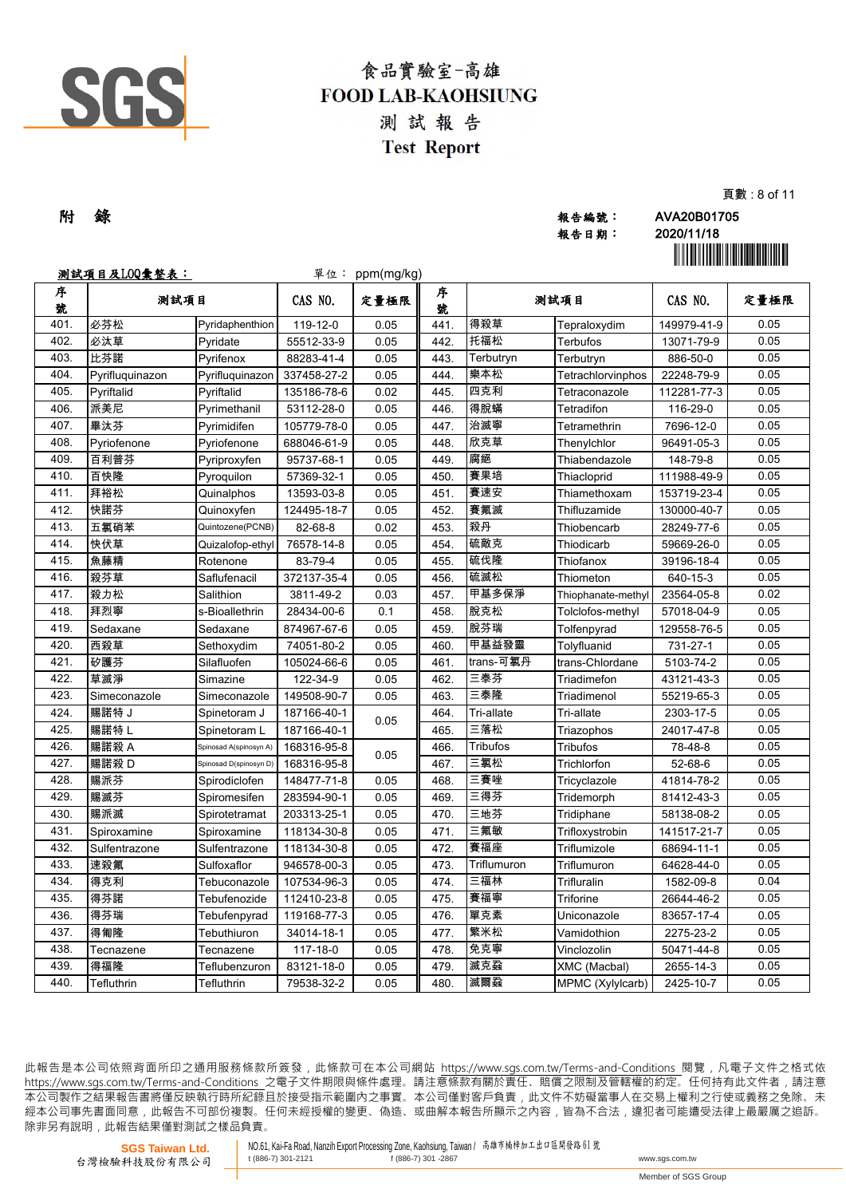# 食品實驗室-高雄
# FOOD LAB-KAOHSIUNG
## 測 試 報 告
## Test Report

**附 錄**

報告編號： AVA20B01705
報告日期： 2020/11/18

**測試項目及LOQ彙整表：** 單位： ppm(mg/kg)

| 序號 | 測試項目 | | CAS NO. | 定量極限 | 序號 | 測試項目 | | CAS NO. | 定量極限 |
|---|---|---|---|---|---|---|---|---|---|
| 401. | 必芬松 | Pyridaphenthion | 119-12-0 | 0.05 | 441. | 得殺草 | Tepraloxydim | 149979-41-9 | 0.05 |
| 402. | 必汰草 | Pyridate | 55512-33-9 | 0.05 | 442. | 托福松 | Terbufos | 13071-79-9 | 0.05 |
| 403. | 比芬諾 | Pyrifenox | 88283-41-4 | 0.05 | 443. | Terbutryn | Terbutryn | 886-50-0 | 0.05 |
| 404. | Pyrifluquinazon | Pyrifluquinazon | 337458-27-2 | 0.05 | 444. | 樂本松 | Tetrachlorvinphos | 22248-79-9 | 0.05 |
| 405. | Pyriftalid | Pyriftalid | 135186-78-6 | 0.02 | 445. | 四克利 | Tetraconazole | 112281-77-3 | 0.05 |
| 406. | 派美尼 | Pyrimethanil | 53112-28-0 | 0.05 | 446. | 得脫蟎 | Tetradifon | 116-29-0 | 0.05 |
| 407. | 畢汰芬 | Pyrimidifen | 105779-78-0 | 0.05 | 447. | 治滅寧 | Tetramethrin | 7696-12-0 | 0.05 |
| 408. | Pyriofenone | Pyriofenone | 688046-61-9 | 0.05 | 448. | 欣克草 | Thenylchlor | 96491-05-3 | 0.05 |
| 409. | 百利普芬 | Pyriproxyfen | 95737-68-1 | 0.05 | 449. | 腐絕 | Thiabendazole | 148-79-8 | 0.05 |
| 410. | 百快隆 | Pyroquilon | 57369-32-1 | 0.05 | 450. | 賽果培 | Thiacloprid | 111988-49-9 | 0.05 |
| 411. | 拜裕松 | Quinalphos | 13593-03-8 | 0.05 | 451. | 賽速安 | Thiamethoxam | 153719-23-4 | 0.05 |
| 412. | 快諾芬 | Quinoxyfen | 124495-18-7 | 0.05 | 452. | 賽氟滅 | Thifluzamide | 130000-40-7 | 0.05 |
| 413. | 五氯硝苯 | Quintozene(PCNB) | 82-68-8 | 0.02 | 453. | 殺丹 | Thiobencarb | 28249-77-6 | 0.05 |
| 414. | 快伏草 | Quizalofop-ethyl | 76578-14-8 | 0.05 | 454. | 硫敵克 | Thiodicarb | 59669-26-0 | 0.05 |
| 415. | 魚藤精 | Rotenone | 83-79-4 | 0.05 | 455. | 硫伐隆 | Thiofanox | 39196-18-4 | 0.05 |
| 416. | 殺芬草 | Saflufenacil | 372137-35-4 | 0.05 | 456. | 硫滅松 | Thiometon | 640-15-3 | 0.05 |
| 417. | 殺力松 | Salithion | 3811-49-2 | 0.03 | 457. | 甲基多保淨 | Thiophanate-methyl | 23564-05-8 | 0.02 |
| 418. | 拜烈寧 | s-Bioallethrin | 28434-00-6 | 0.1 | 458. | 脫克松 | Tolclofos-methyl | 57018-04-9 | 0.05 |
| 419. | Sedaxane | Sedaxane | 874967-67-6 | 0.05 | 459. | 脫芬瑞 | Tolfenpyrad | 129558-76-5 | 0.05 |
| 420. | 西殺草 | Sethoxydim | 74051-80-2 | 0.05 | 460. | 甲基益發靈 | Tolyfluanid | 731-27-1 | 0.05 |
| 421. | 矽護芬 | Silafluofen | 105024-66-6 | 0.05 | 461. | trans-可氯丹 | trans-Chlordane | 5103-74-2 | 0.05 |
| 422. | 草滅淨 | Simazine | 122-34-9 | 0.05 | 462. | 三泰芬 | Triadimefon | 43121-43-3 | 0.05 |
| 423. | Simeconazole | Simeconazole | 149508-90-7 | 0.05 | 463. | 三泰隆 | Triadimenol | 55219-65-3 | 0.05 |
| 424. | 賜諾特 J | Spinetoram J | 187166-40-1 | 0.05 | 464. | Tri-allate | Tri-allate | 2303-17-5 | 0.05 |
| 425. | 賜諾特 L | Spinetoram L | 187166-40-1 | | 465. | 三落松 | Triazophos | 24017-47-8 | 0.05 |
| 426. | 賜諾殺 A | Spinosad A(spinosyn A) | 168316-95-8 | 0.05 | 466. | Tribufos | Tribufos | 78-48-8 | 0.05 |
| 427. | 賜諾殺 D | Spinosad D(spinosyn D) | 168316-95-8 | | 467. | 三氯松 | Trichlorfon | 52-68-6 | 0.05 |
| 428. | 賜派芬 | Spirodiclofen | 148477-71-8 | 0.05 | 468. | 三賽唑 | Tricyclazole | 41814-78-2 | 0.05 |
| 429. | 賜滅芬 | Spiromesifen | 283594-90-1 | 0.05 | 469. | 三得芬 | Tridemorph | 81412-43-3 | 0.05 |
| 430. | 賜派滅 | Spirotetramat | 203313-25-1 | 0.05 | 470. | 三地芬 | Tridiphane | 58138-08-2 | 0.05 |
| 431. | Spiroxamine | Spiroxamine | 118134-30-8 | 0.05 | 471. | 三氟敏 | Trifloxystrobin | 141517-21-7 | 0.05 |
| 432. | Sulfentrazone | Sulfentrazone | 118134-30-8 | 0.05 | 472. | 賽福座 | Triflumizole | 68694-11-1 | 0.05 |
| 433. | 速殺氟 | Sulfoxaflor | 946578-00-3 | 0.05 | 473. | Triflumuron | Triflumuron | 64628-44-0 | 0.05 |
| 434. | 得克利 | Tebuconazole | 107534-96-3 | 0.05 | 474. | 三福林 | Trifluralin | 1582-09-8 | 0.04 |
| 435. | 得芬諾 | Tebufenozide | 112410-23-8 | 0.05 | 475. | 賽福寧 | Triforine | 26644-46-2 | 0.05 |
| 436. | 得芬瑞 | Tebufenpyrad | 119168-77-3 | 0.05 | 476. | 單克素 | Uniconazole | 83657-17-4 | 0.05 |
| 437. | 得匍隆 | Tebuthiuron | 34014-18-1 | 0.05 | 477. | 繁米松 | Vamidothion | 2275-23-2 | 0.05 |
| 438. | Tecnazene | Tecnazene | 117-18-0 | 0.05 | 478. | 免克寧 | Vinclozolin | 50471-44-8 | 0.05 |
| 439. | 得福隆 | Teflubenzuron | 83121-18-0 | 0.05 | 479. | 滅克蝨 | XMC (Macbal) | 2655-14-3 | 0.05 |
| 440. | Tefluthrin | Tefluthrin | 79538-32-2 | 0.05 | 480. | 滅爾蝨 | MPMC (Xylylcarb) | 2425-10-7 | 0.05 |

此報告是本公司依照背面所印之通用服務條款所簽發，此條款可在本公司網站 https://www.sgs.com.tw/Terms-and-Conditions 閱覽，凡電子文件之格式依 https://www.sgs.com.tw/Terms-and-Conditions 之電子文件期限與條件處理。請注意條款有關於責任、賠償之限制及管轄權的約定。任何持有此文件者，請注意本公司製作之結果報告書將僅反映執行時所紀錄且於接受指示範圍內之事實。本公司僅對客戶負責，此文件不妨礙當事人在交易上權利之行使或義務之免除。未經本公司事先書面同意，此報告不可部份複製。任何未經授權的變更、偽造、或曲解本報告所顯示之內容，皆為不合法，違犯者可能遭受法律上最嚴厲之追訴。除非另有說明，此報告結果僅對測試之樣品負責。

SGS Taiwan Ltd. 台灣檢驗科技股份有限公司 | NO.61, Kai-Fa Road, Nanzih Export Processing Zone, Kaohsiung, Taiwan / 高雄市楠梓加工出口區開發路61號 t (886-7) 301-2121 f (886-7) 301-2867 www.sgs.com.tw

Member of SGS Group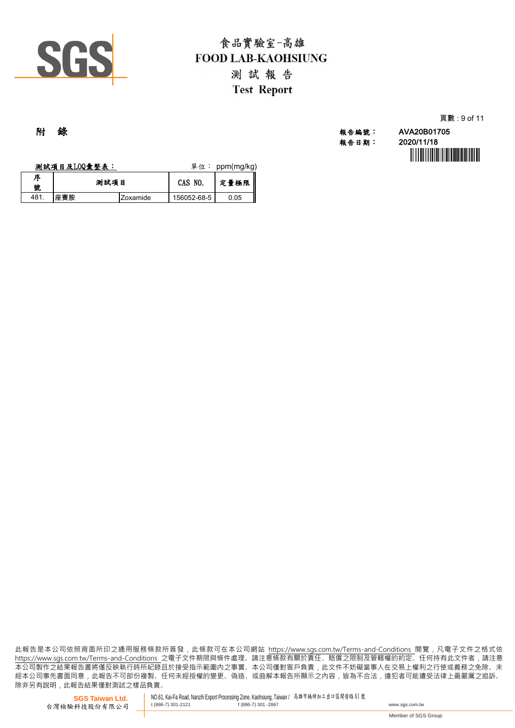# 附 錄

報告編號： AVA20B01705
報告日期： 2020/11/18

測試項目及LOQ彙整表： 單位： ppm(mg/kg)

| 序號 | 測試項目 | | CAS NO. | 定量極限 |
|---|---|---|---|---|
| 481. | 座賽胺 | Zoxamide | 156052-68-5 | 0.05 |

此報告是本公司依照背面所印之通用服務條款所簽發，此條款可在本公司網站 https://www.sgs.com.tw/Terms-and-Conditions 閱覽，凡電子文件之格式依 https://www.sgs.com.tw/Terms-and-Conditions 之電子文件期限與條件處理。請注意條款有關於責任、賠償之限制及管轄權的約定。任何持有此文件者，請注意本公司製作之結果報告書將僅反映執行時所紀錄且於接受指示範圍內之事實。本公司僅對客戶負責，此文件不妨礙當事人在交易上權利之行使或義務之免除。未經本公司事先書面同意，此報告不可部份複製。任何未經授權的變更、偽造、或曲解本報告所顯示之內容，皆為不合法，違犯者可能遭受法律上最嚴厲之追訴。除非另有說明，此報告結果僅對測試之樣品負責。

SGS Taiwan Ltd.
台灣檢驗科技股份有限公司
NO.61, Kai-Fa Road, Nanzih Export Processing Zone, Kaohsiung, Taiwan / 高雄市楠梓加工出口區開發路61號
t (886-7) 301-2121 f (886-7) 301 -2867 www.sgs.com.tw
Member of SGS Group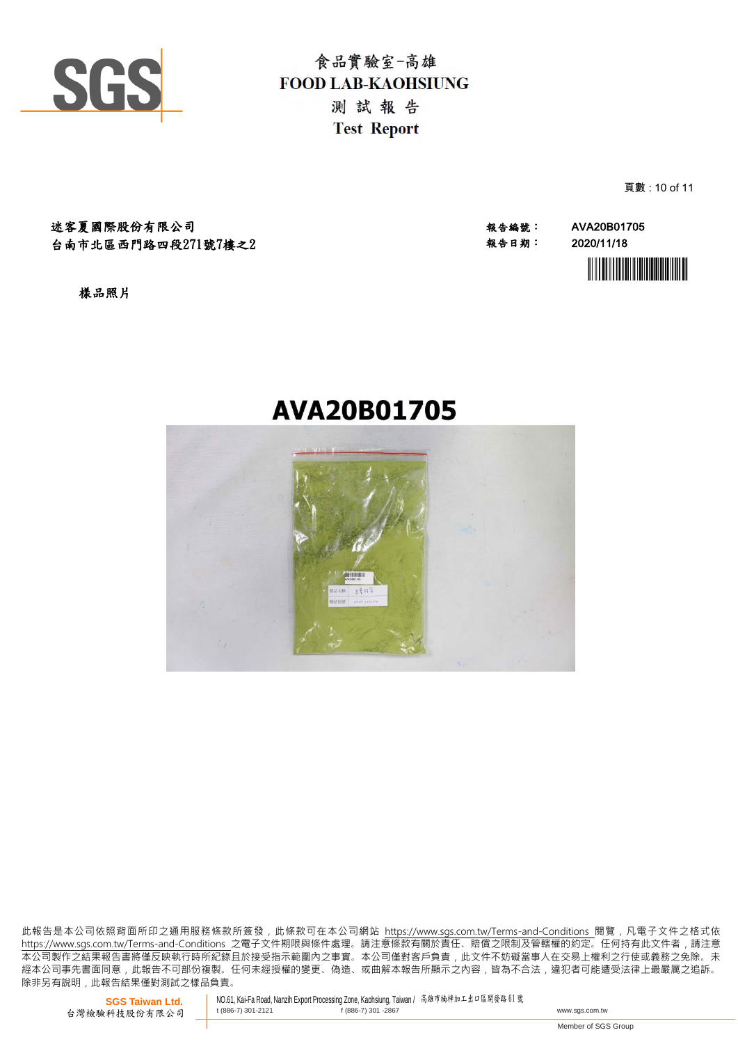食品實驗室-高雄
FOOD LAB-KAOHSIUNG
測 試 報 告
Test Report

迷客夏國際股份有限公司
台南市北區西門路四段271號7樓之2

報告編號： AVA20B01705
報告日期： 2020/11/18

樣品照片

AVA20B01705

此報告是本公司依照背面所印之通用服務條款所簽發，此條款可在本公司網站 https://www.sgs.com.tw/Terms-and-Conditions 閱覽，凡電子文件之格式依 https://www.sgs.com.tw/Terms-and-Conditions 之電子文件期限與條件處理。請注意條款有關於責任、賠償之限制及管轄權的約定。任何持有此文件者，請注意本公司製作之結果報告書將僅反映執行時所紀錄且於接受指示範圍內之事實。本公司僅對客戶負責，此文件不妨礙當事人在交易上權利之行使或義務之免除。未經本公司事先書面同意，此報告不可部份複製。任何未經授權的變更、偽造、或曲解本報告所顯示之內容，皆為不合法，違犯者可能遭受法律上最嚴厲之追訴。除非另有說明，此報告結果僅對測試之樣品負責。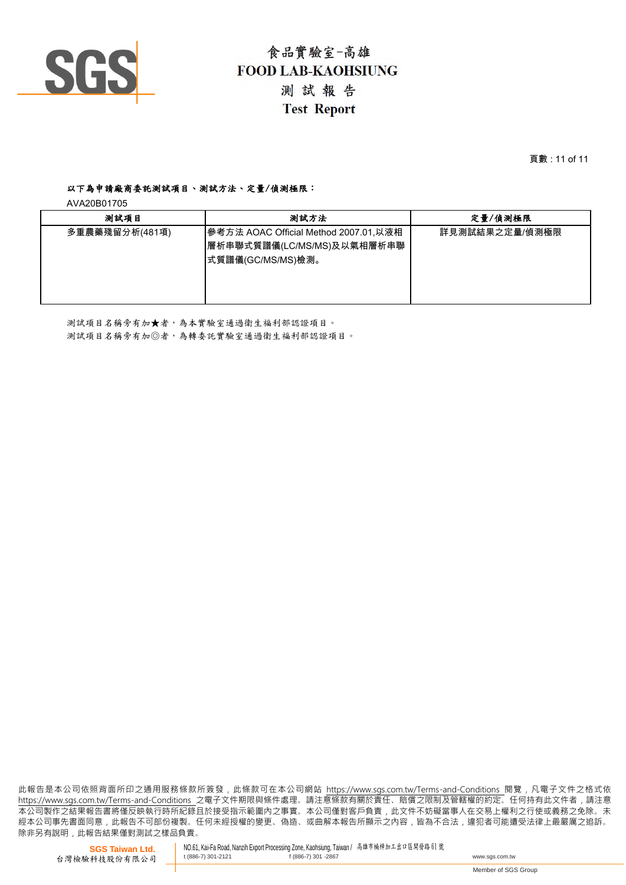以下為申請廠商委託測試項目、測試方法、定量/偵測極限：

AVA20B01705

| 測試項目 | 測試方法 | 定量/偵測極限 |
| --- | --- | --- |
| 多重農藥殘留分析(481項) | 參考方法 AOAC Official Method 2007.01,以液相層析串聯式質譜儀(LC/MS/MS)及以氣相層析串聯式質譜儀(GC/MS/MS)檢測。 | 詳見測試結果之定量/偵測極限 |

測試項目名稱旁有加★者，為本實驗室通過衛生福利部認證項目。

測試項目名稱旁有加◎者，為轉委託實驗室通過衛生福利部認證項目。

此報告是本公司依照背面所印之通用服務條款所簽發，此條款可在本公司網站 https://www.sgs.com.tw/Terms-and-Conditions 閱覽，凡電子文件之格式依 https://www.sgs.com.tw/Terms-and-Conditions 之電子文件期限與條件處理。請注意條款有關於責任、賠償之限制及管轄權的約定。任何持有此文件者，請注意本公司製作之結果報告書將僅反映執行時所紀錄且於接受指示範圍內之事實。本公司僅對客戶負責，此文件不妨礙當事人在交易上權利之行使或義務之免除。未經本公司事先書面同意，此報告不可部份複製。任何未經授權的變更、偽造、或曲解本報告所顯示之內容，皆為不合法，違犯者可能遭受法律上最嚴厲之追訴。除非另有說明，此報告結果僅對測試之樣品負責。

SGS Taiwan Ltd.
台灣檢驗科技股份有限公司

NO.61, Kai-Fa Road, Nanzih Export Processing Zone, Kaohsiung, Taiwan / 高雄市楠梓加工出口區開發路61號
t (886-7) 301-2121　f (886-7) 301 -2867　www.sgs.com.tw

Member of SGS Group